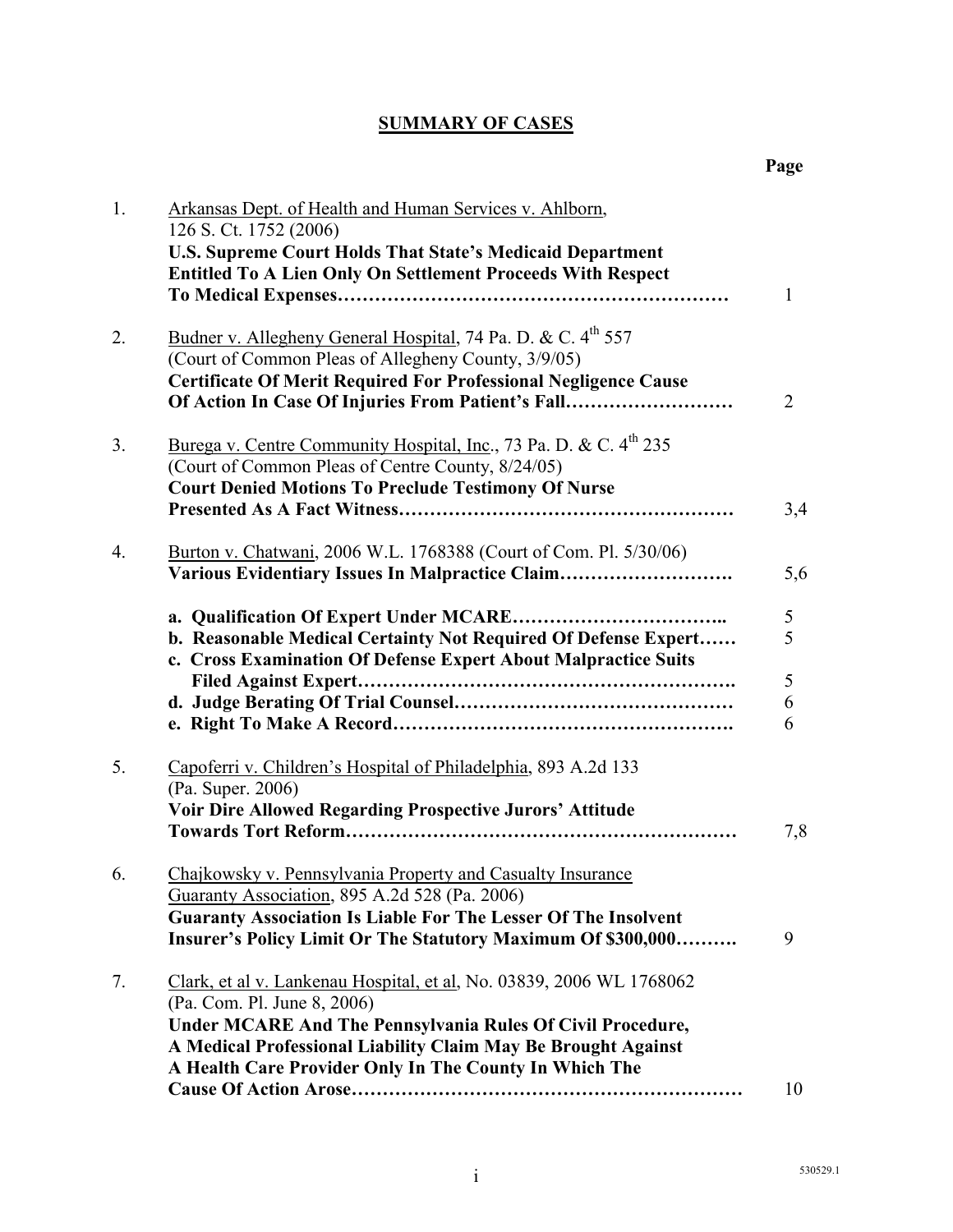## SUMMARY OF CASES

| | | Page |
|---|---|---|
| 1. | Arkansas Dept. of Health and Human Services v. Ahlborn, 126 S. Ct. 1752 (2006) **U.S. Supreme Court Holds That State's Medicaid Department Entitled To A Lien Only On Settlement Proceeds With Respect To Medical Expenses……………………………………………………** | 1 |
| 2. | Budner v. Allegheny General Hospital, 74 Pa. D. & C. 4th 557 (Court of Common Pleas of Allegheny County, 3/9/05) **Certificate Of Merit Required For Professional Negligence Cause Of Action In Case Of Injuries From Patient's Fall………………………** | 2 |
| 3. | Burega v. Centre Community Hospital, Inc., 73 Pa. D. & C. 4th 235 (Court of Common Pleas of Centre County, 8/24/05) **Court Denied Motions To Preclude Testimony Of Nurse Presented As A Fact Witness……………………………………………** | 3,4 |
| 4. | Burton v. Chatwani, 2006 W.L. 1768388 (Court of Com. Pl. 5/30/06) **Various Evidentiary Issues In Malpractice Claim……………………….** | 5,6 |
| | **a. Qualification Of Expert Under MCARE……………………………..** | 5 |
| | **b. Reasonable Medical Certainty Not Required Of Defense Expert……** | 5 |
| | **c. Cross Examination Of Defense Expert About Malpractice Suits Filed Against Expert……………………………………………………….** | 5 |
| | **d. Judge Berating Of Trial Counsel………………………………………** | 6 |
| | **e. Right To Make A Record……………………………………………….** | 6 |
| 5. | Capoferri v. Children's Hospital of Philadelphia, 893 A.2d 133 (Pa. Super. 2006) **Voir Dire Allowed Regarding Prospective Jurors' Attitude Towards Tort Reform……………………………………………………** | 7,8 |
| 6. | Chajkowsky v. Pennsylvania Property and Casualty Insurance Guaranty Association, 895 A.2d 528 (Pa. 2006) **Guaranty Association Is Liable For The Lesser Of The Insolvent Insurer's Policy Limit Or The Statutory Maximum Of $300,000……….** | 9 |
| 7. | Clark, et al v. Lankenau Hospital, et al, No. 03839, 2006 WL 1768062 (Pa. Com. Pl. June 8, 2006) **Under MCARE And The Pennsylvania Rules Of Civil Procedure, A Medical Professional Liability Claim May Be Brought Against A Health Care Provider Only In The County In Which The Cause Of Action Arose……………………………………………………** | 10 |

530529.1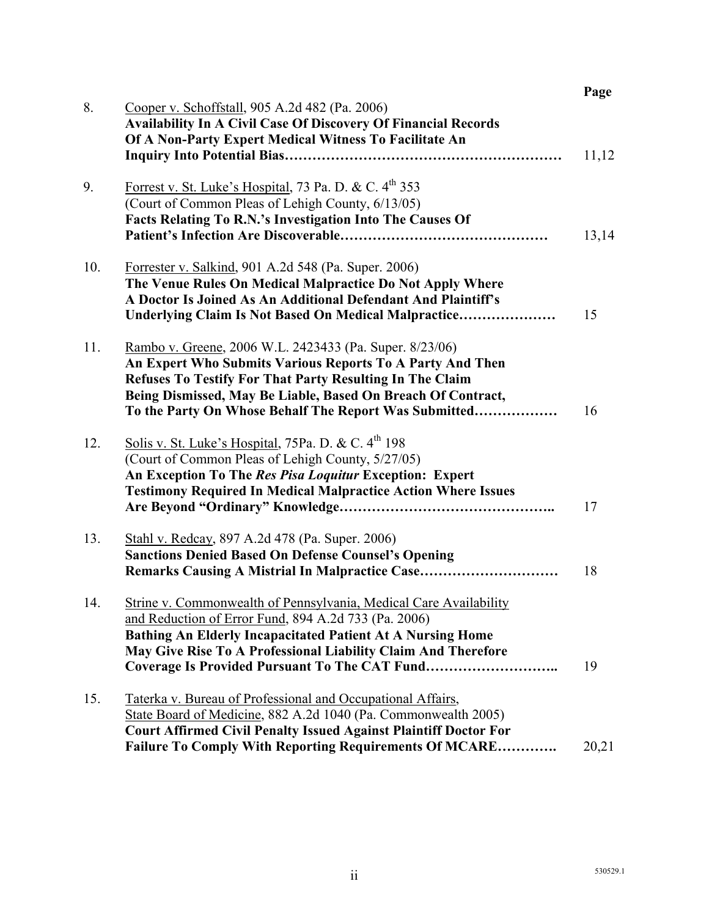| | | Page |
|---|---|---|
| 8. | Cooper v. Schoffstall, 905 A.2d 482 (Pa. 2006)<br>**Availability In A Civil Case Of Discovery Of Financial Records Of A Non-Party Expert Medical Witness To Facilitate An Inquiry Into Potential Bias…………………………………………………** | 11,12 |
| 9. | Forrest v. St. Luke's Hospital, 73 Pa. D. & C. 4[th] 353<br>(Court of Common Pleas of Lehigh County, 6/13/05)<br>**Facts Relating To R.N.'s Investigation Into The Causes Of Patient's Infection Are Discoverable………………………………………** | 13,14 |
| 10. | Forrester v. Salkind, 901 A.2d 548 (Pa. Super. 2006)<br>**The Venue Rules On Medical Malpractice Do Not Apply Where A Doctor Is Joined As An Additional Defendant And Plaintiff's Underlying Claim Is Not Based On Medical Malpractice…………………** | 15 |
| 11. | Rambo v. Greene, 2006 W.L. 2423433 (Pa. Super. 8/23/06)<br>**An Expert Who Submits Various Reports To A Party And Then Refuses To Testify For That Party Resulting In The Claim Being Dismissed, May Be Liable, Based On Breach Of Contract, To the Party On Whose Behalf The Report Was Submitted………………** | 16 |
| 12. | Solis v. St. Luke's Hospital, 75Pa. D. & C. 4[th] 198<br>(Court of Common Pleas of Lehigh County, 5/27/05)<br>**An Exception To The *Res Pisa Loquitur* Exception: Expert Testimony Required In Medical Malpractice Action Where Issues Are Beyond "Ordinary" Knowledge……………………………………..** | 17 |
| 13. | Stahl v. Redcay, 897 A.2d 478 (Pa. Super. 2006)<br>**Sanctions Denied Based On Defense Counsel's Opening Remarks Causing A Mistrial In Malpractice Case…………………………** | 18 |
| 14. | Strine v. Commonwealth of Pennsylvania, Medical Care Availability and Reduction of Error Fund, 894 A.2d 733 (Pa. 2006)<br>**Bathing An Elderly Incapacitated Patient At A Nursing Home May Give Rise To A Professional Liability Claim And Therefore Coverage Is Provided Pursuant To The CAT Fund………………………..** | 19 |
| 15. | Taterka v. Bureau of Professional and Occupational Affairs, State Board of Medicine, 882 A.2d 1040 (Pa. Commonwealth 2005)<br>**Court Affirmed Civil Penalty Issued Against Plaintiff Doctor For Failure To Comply With Reporting Requirements Of MCARE………….** | 20,21 |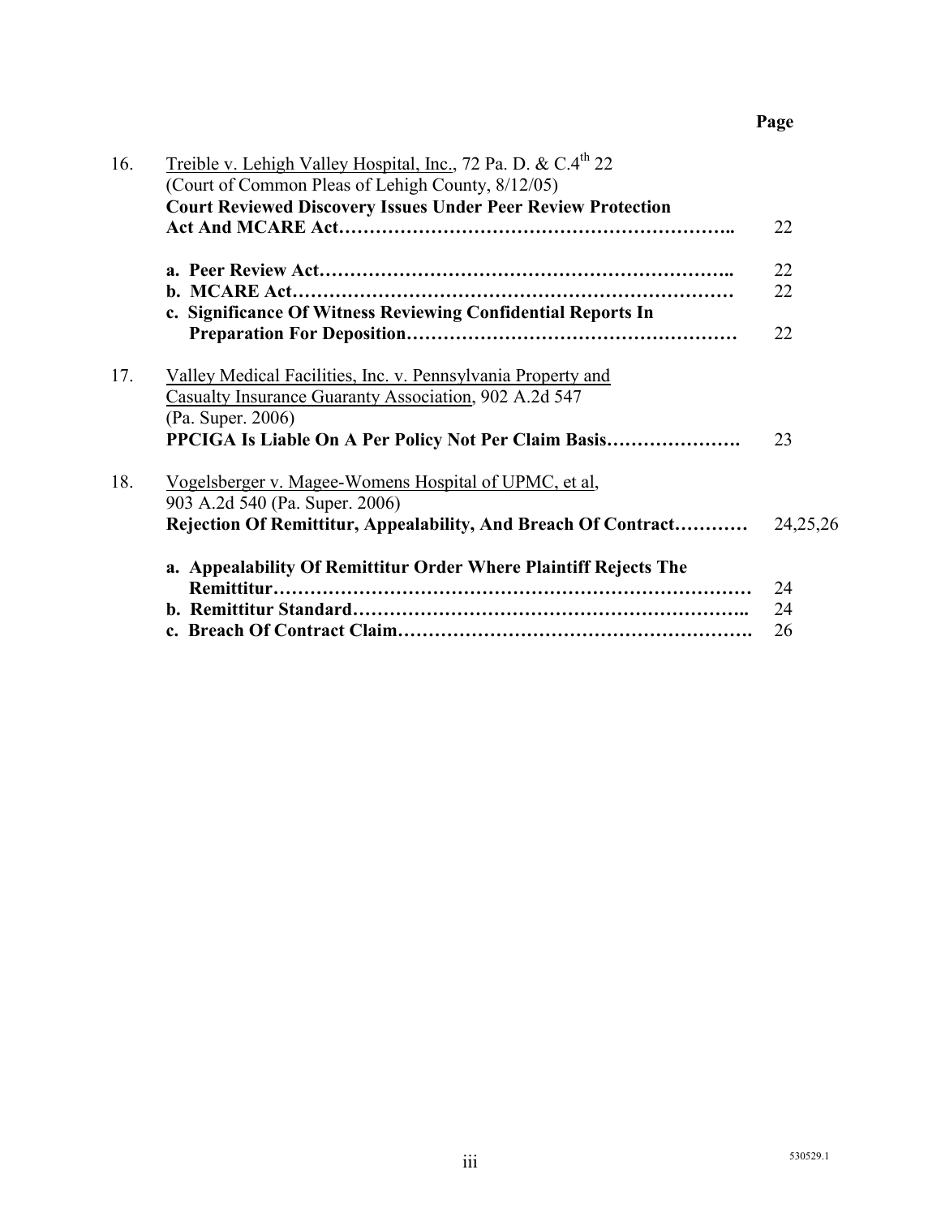| | | Page |
|---|---|---|
| 16. | Treible v. Lehigh Valley Hospital, Inc., 72 Pa. D. & C.4th 22 (Court of Common Pleas of Lehigh County, 8/12/05) **Court Reviewed Discovery Issues Under Peer Review Protection Act And MCARE Act……………………………………………………..** | 22 |
| | **a. Peer Review Act………………………………………………………..** | 22 |
| | **b. MCARE Act……………………………………………………………** | 22 |
| | **c. Significance Of Witness Reviewing Confidential Reports In Preparation For Deposition……………………………………………** | 22 |
| 17. | Valley Medical Facilities, Inc. v. Pennsylvania Property and Casualty Insurance Guaranty Association, 902 A.2d 547 (Pa. Super. 2006) **PPCIGA Is Liable On A Per Policy Not Per Claim Basis………………….** | 23 |
| 18. | Vogelsberger v. Magee-Womens Hospital of UPMC, et al, 903 A.2d 540 (Pa. Super. 2006) **Rejection Of Remittitur, Appealability, And Breach Of Contract…………** | 24,25,26 |
| | **a. Appealability Of Remittitur Order Where Plaintiff Rejects The Remittitur…………………………………………………………………** | 24 |
| | **b. Remittitur Standard……………………………………………………..** | 24 |
| | **c. Breach Of Contract Claim……………………………………………….** | 26 |